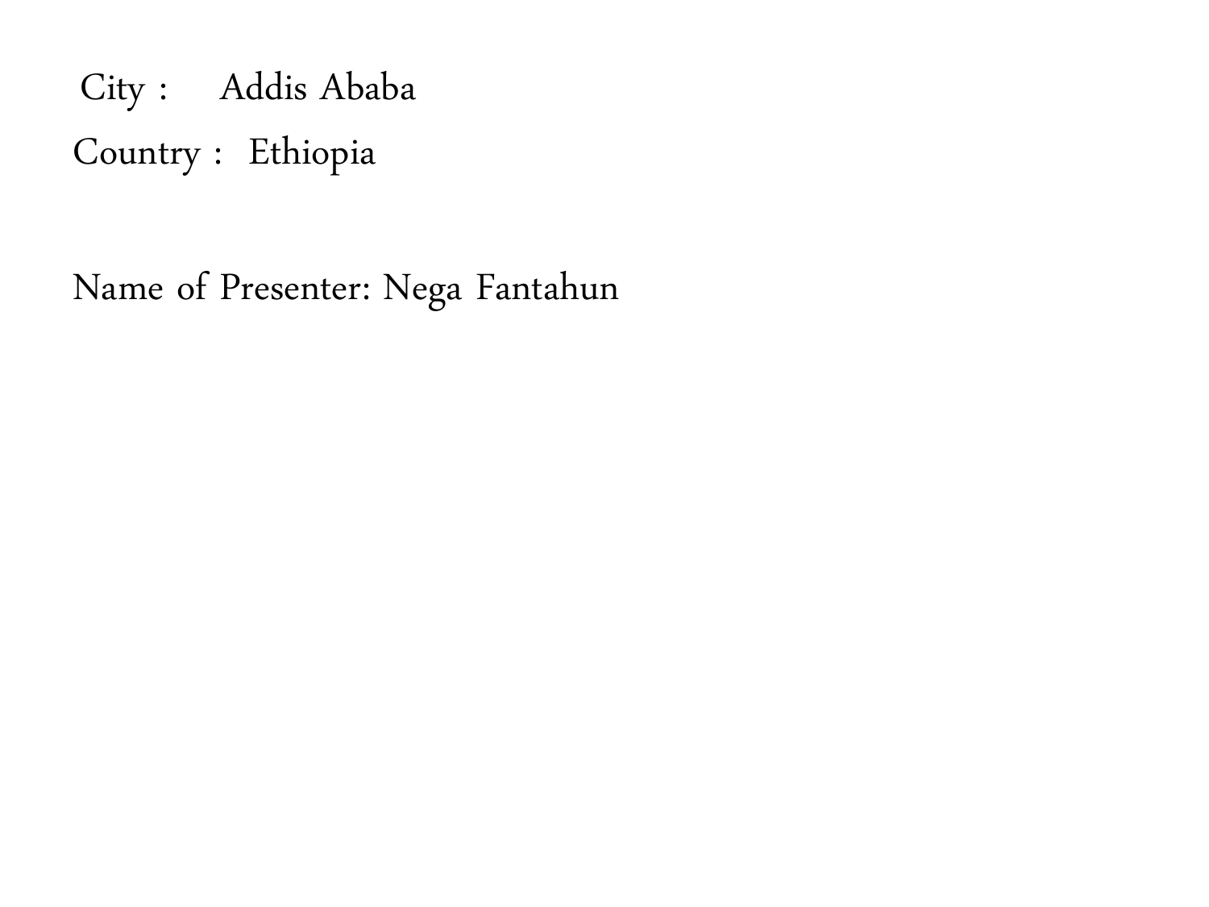City : Addis Ababa

Country : Ethiopia

Name of Presenter: Nega Fantahun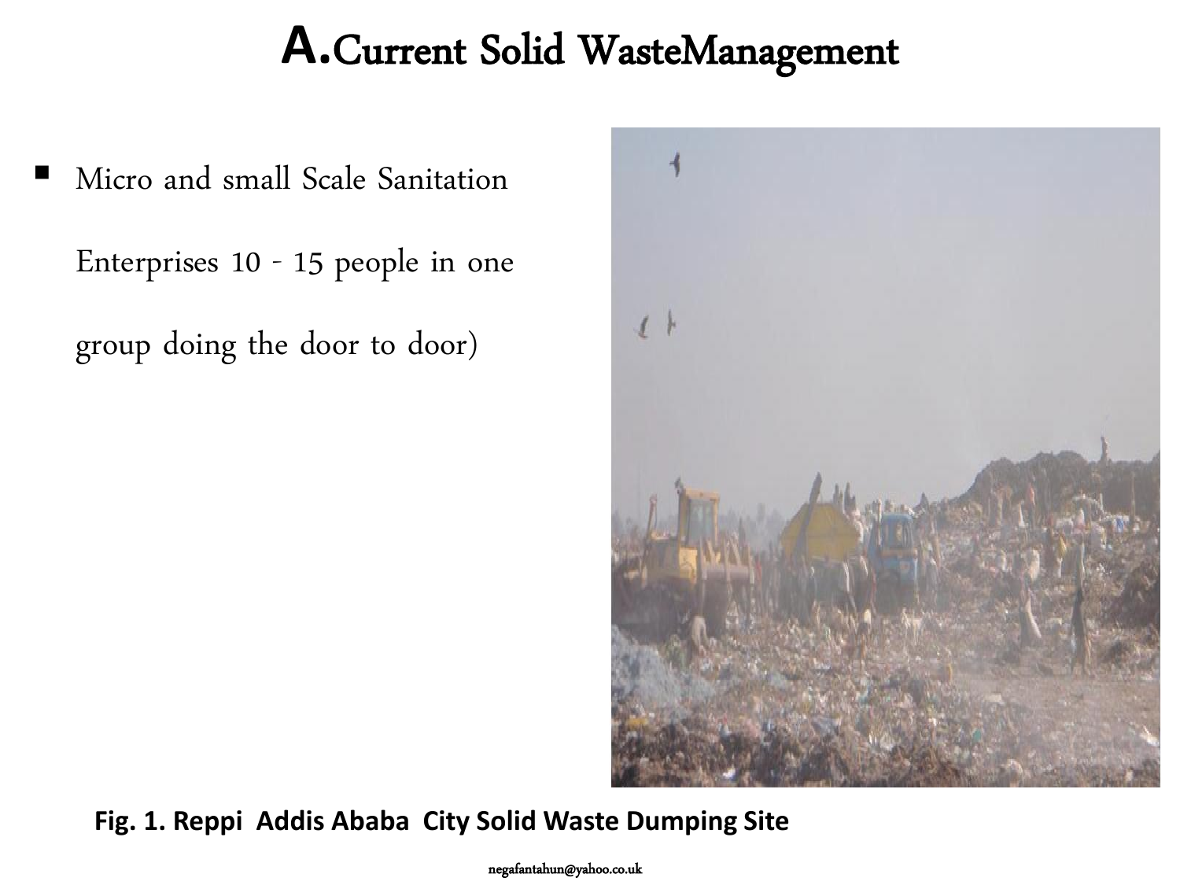# A. Current Solid WasteManagement

- Micro and small Scale Sanitation Enterprises 10 - 15 people in one group doing the door to door)

**Fig. 1. Reppi Addis Ababa City Solid Waste Dumping Site**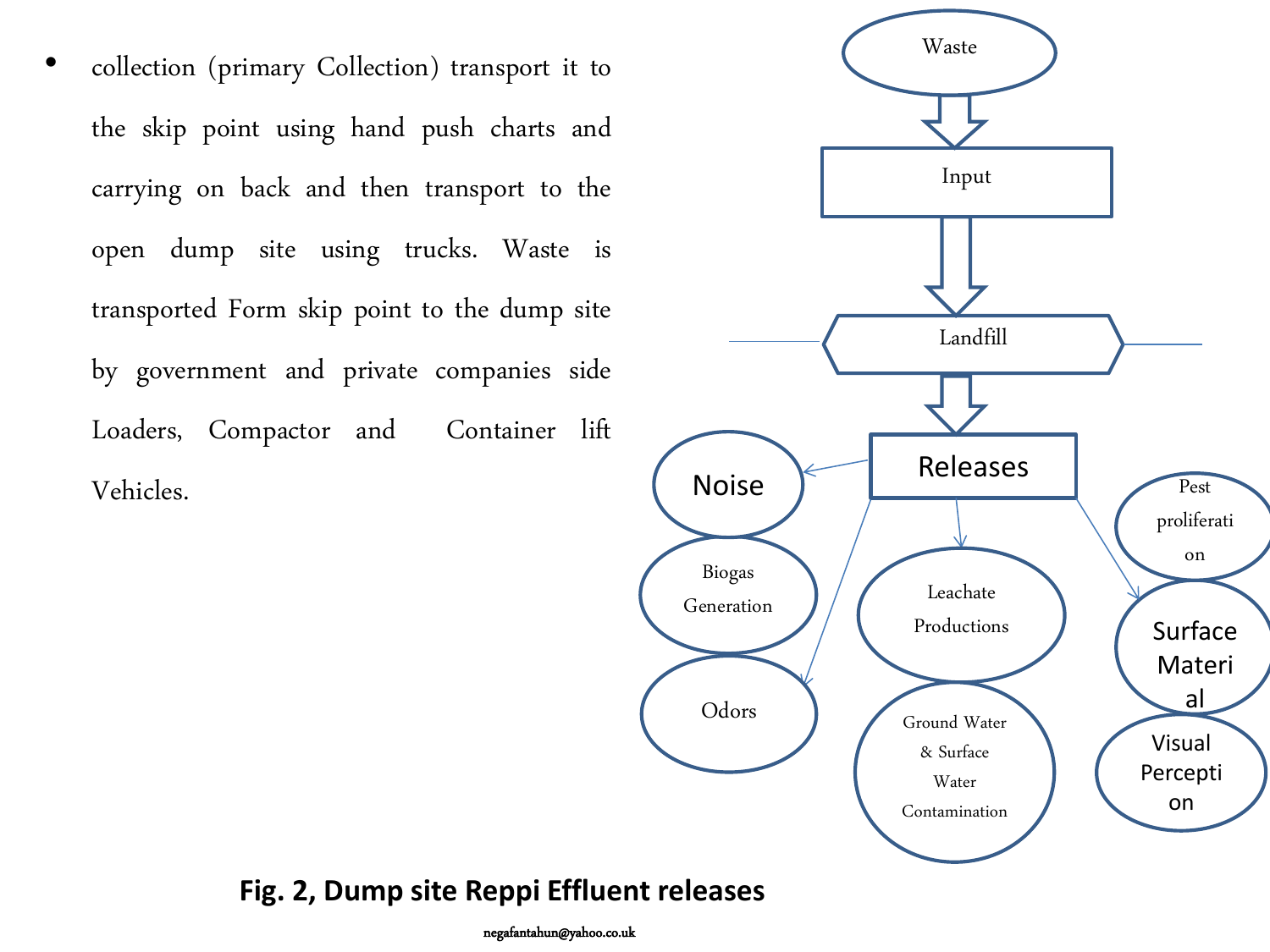- collection (primary Collection) transport it to the skip point using hand push charts and carrying on back and then transport to the open dump site using trucks. Waste is transported Form skip point to the dump site by government and private companies side Loaders, Compactor and Container lift Vehicles.

```
Waste
  ↓
Input
  ↓
Landfill
  ↓
Releases
  → Noise
  → Biogas Generation
  → Odors
  → Leachate Productions
  → Ground Water & Surface Water Contamination
  → Pest proliferation
  → Surface Material
  → Visual Perception
```

**Fig. 2, Dump site Reppi Effluent releases**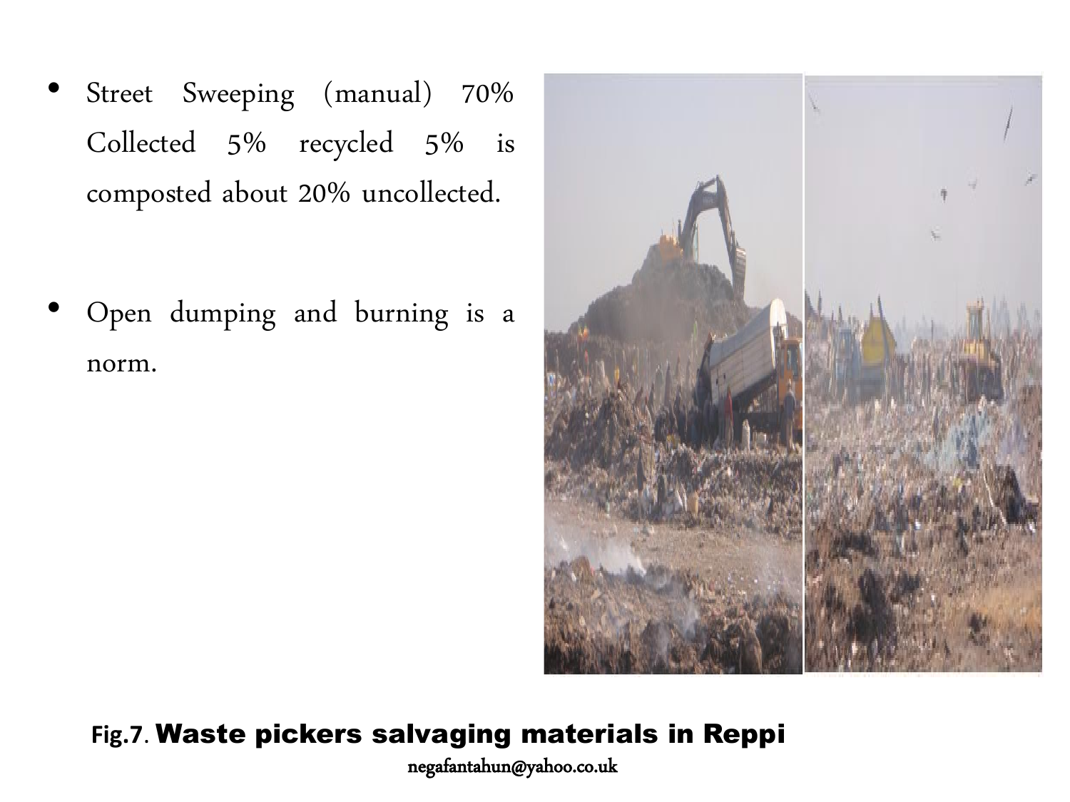- Street Sweeping (manual) 70% Collected 5% recycled 5% is composted about 20% uncollected.

- Open dumping and burning is a norm.

**Fig.7. Waste pickers salvaging materials in Reppi**

negafantahun@yahoo.co.uk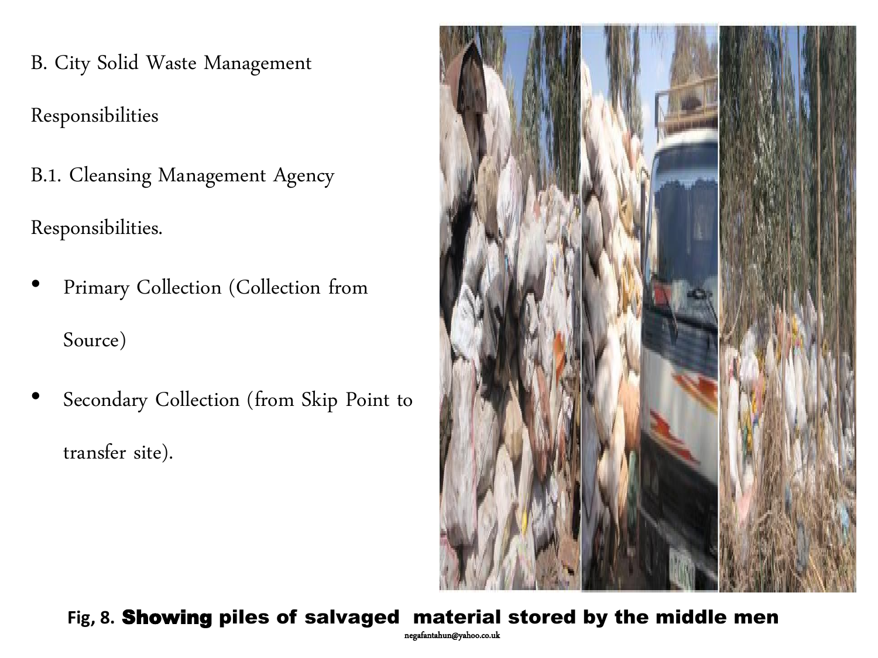B. City Solid Waste Management Responsibilities

B.1. Cleansing Management Agency Responsibilities.

- Primary Collection (Collection from Source)
- Secondary Collection (from Skip Point to transfer site).

**Fig, 8. Showing piles of salvaged material stored by the middle men**

negafantahun@yahoo.co.uk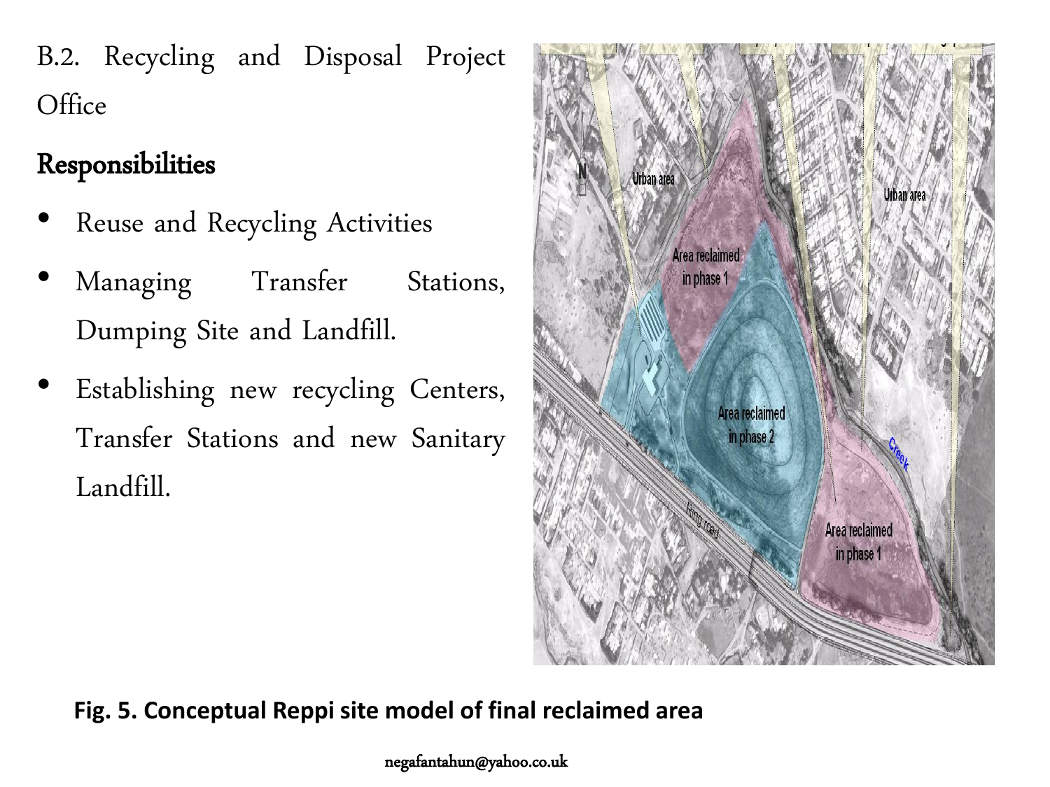B.2. Recycling and Disposal Project Office

## Responsibilities

- Reuse and Recycling Activities
- Managing Transfer Stations, Dumping Site and Landfill.
- Establishing new recycling Centers, Transfer Stations and new Sanitary Landfill.

**Fig. 5. Conceptual Reppi site model of final reclaimed area**

negafantahun@yahoo.co.uk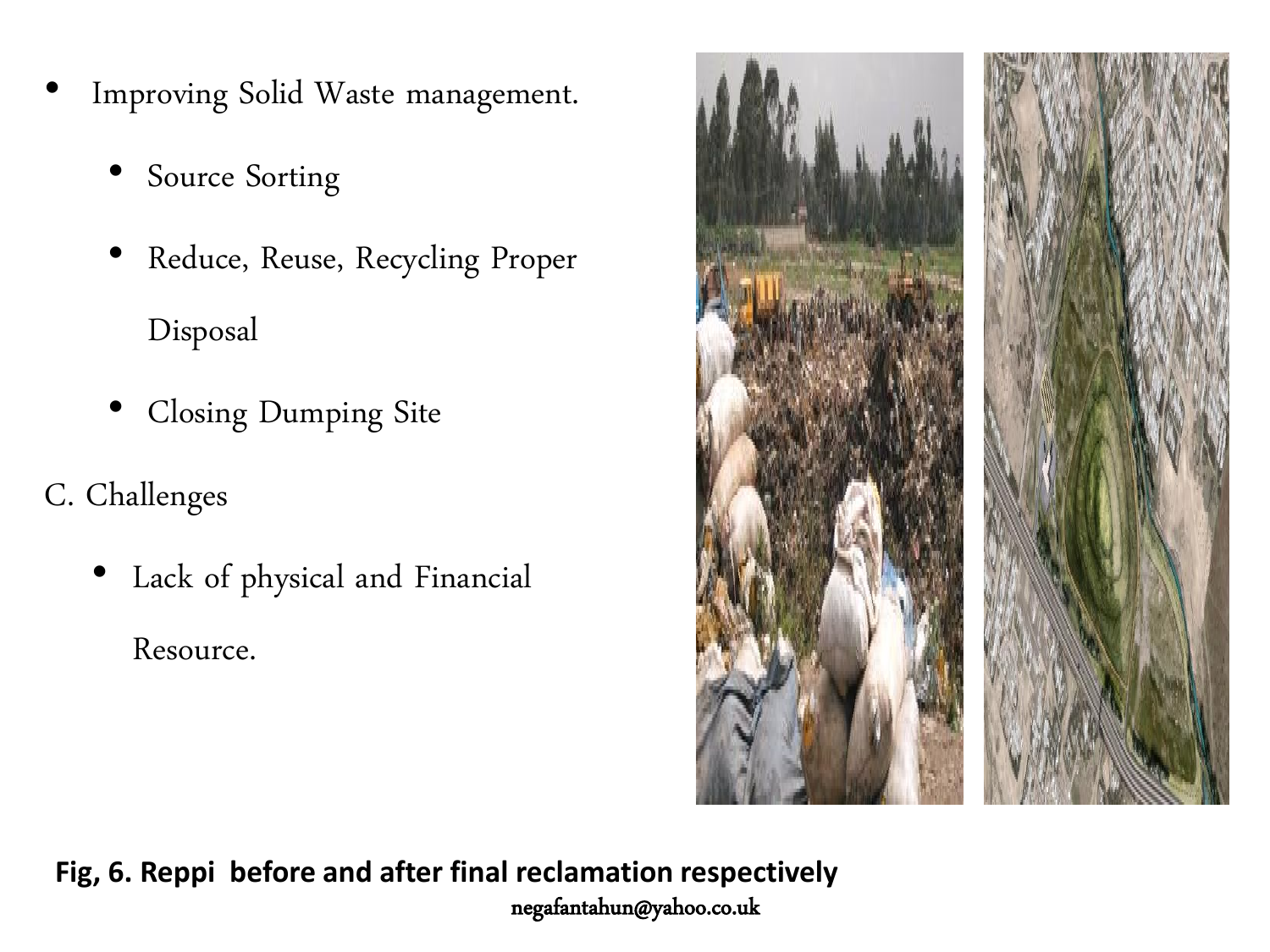- Improving Solid Waste management.
  - Source Sorting
  - Reduce, Reuse, Recycling Proper Disposal
  - Closing Dumping Site

C. Challenges

- Lack of physical and Financial Resource.

**Fig, 6. Reppi before and after final reclamation respectively**

negafantahun@yahoo.co.uk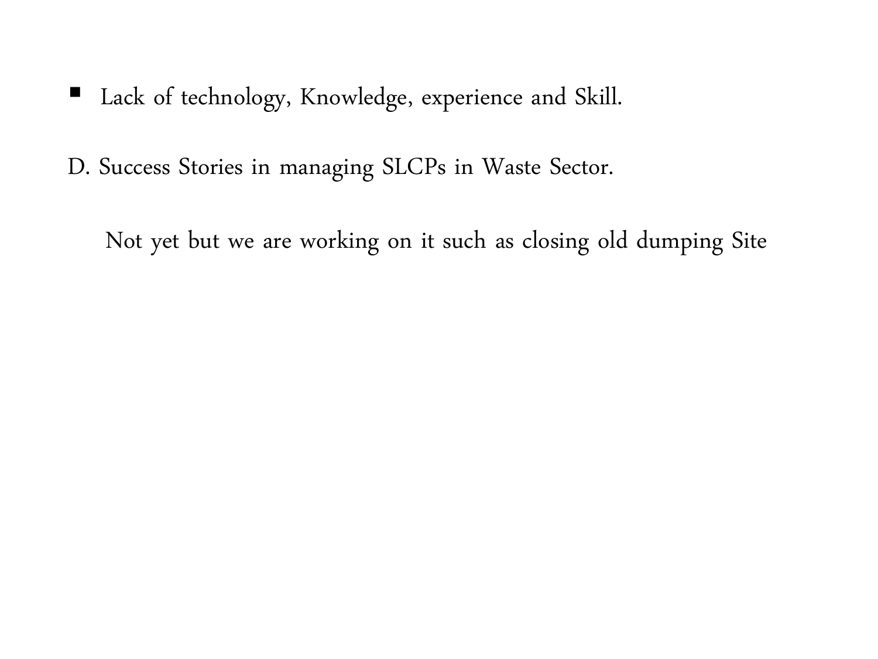- Lack of technology, Knowledge, experience and Skill.

D. Success Stories in managing SLCPs in Waste Sector.

Not yet but we are working on it such as closing old dumping Site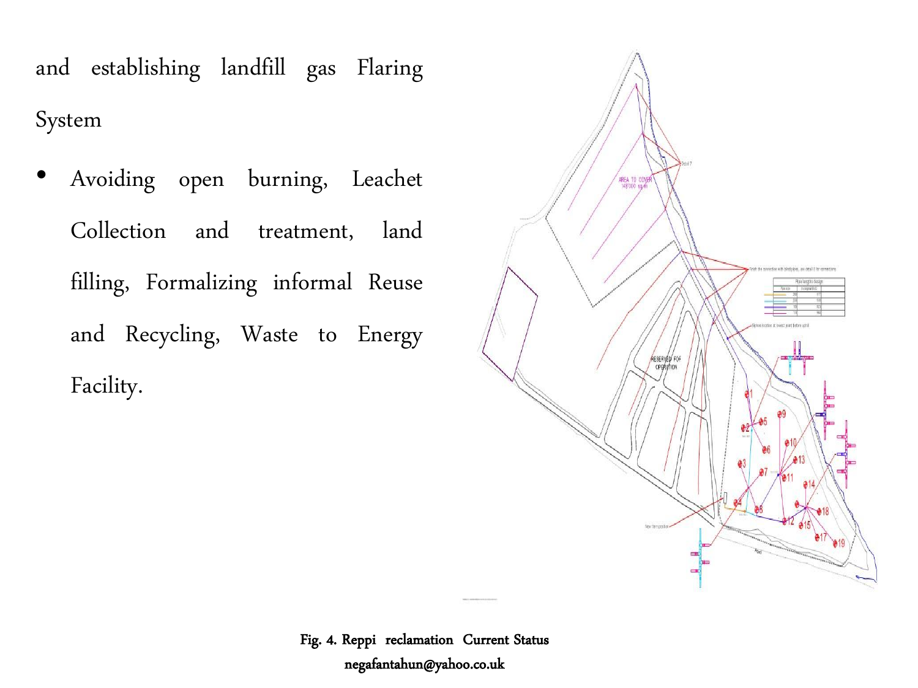and establishing landfill gas Flaring System

- Avoiding open burning, Leachet Collection and treatment, land filling, Formalizing informal Reuse and Recycling, Waste to Energy Facility.

AREA TO COVER

RESERVED FOR OPERATION

Fig. 4. Reppi reclamation Current Status

negafantahun@yahoo.co.uk